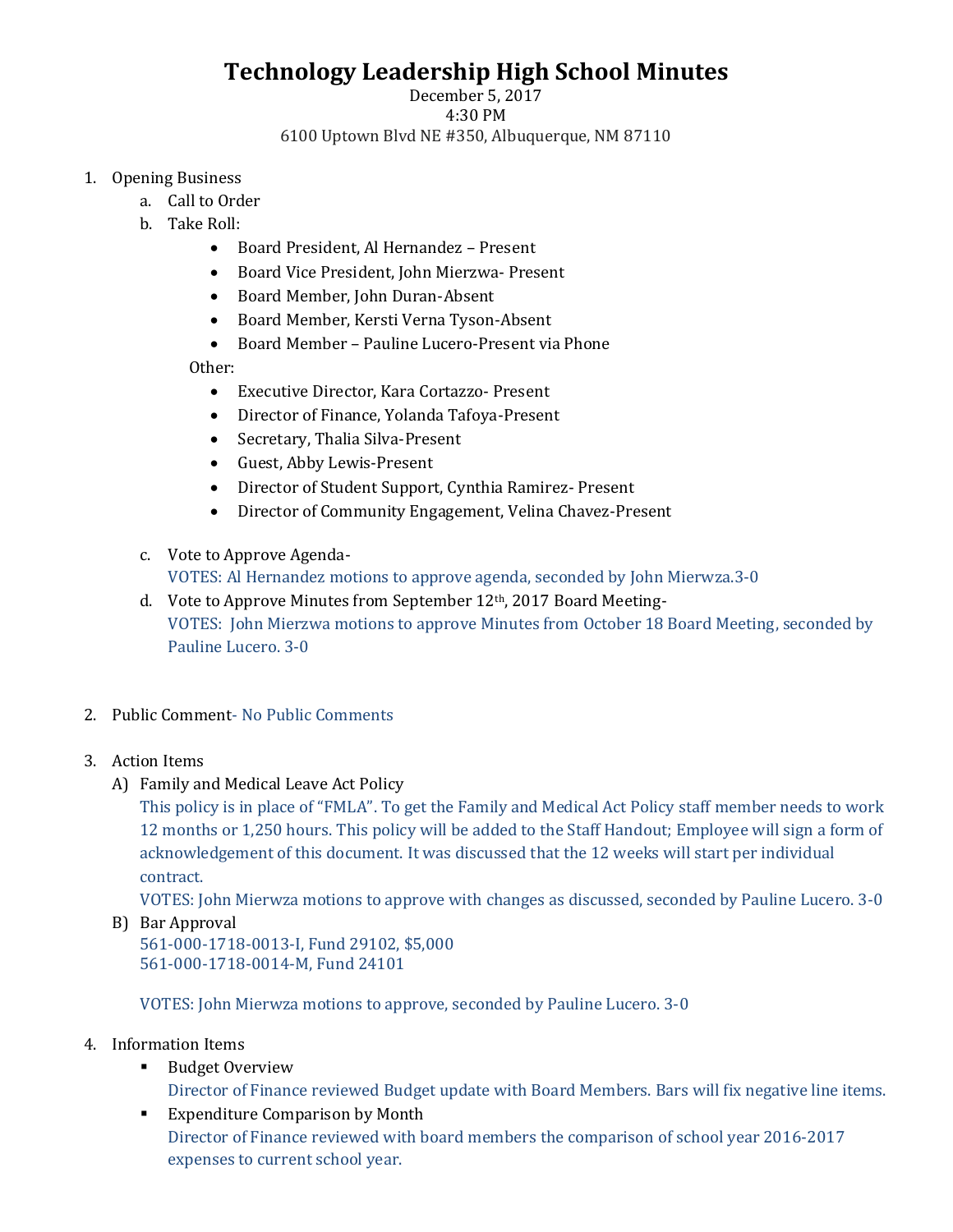# Technology Leadership High School Minutes

December 5, 2017
4:30 PM
6100 Uptown Blvd NE #350, Albuquerque, NM 87110

1. Opening Business
    a. Call to Order
    b. Take Roll:
        - Board President, Al Hernandez – Present
        - Board Vice President, John Mierzwa- Present
        - Board Member, John Duran-Absent
        - Board Member, Kersti Verna Tyson-Absent
        - Board Member – Pauline Lucero-Present via Phone

        Other:
        - Executive Director, Kara Cortazzo- Present
        - Director of Finance, Yolanda Tafoya-Present
        - Secretary, Thalia Silva-Present
        - Guest, Abby Lewis-Present
        - Director of Student Support, Cynthia Ramirez- Present
        - Director of Community Engagement, Velina Chavez-Present

    c. Vote to Approve Agenda-
    VOTES: Al Hernandez motions to approve agenda, seconded by John Mierwza.3-0
    d. Vote to Approve Minutes from September 12th, 2017 Board Meeting-
    VOTES: John Mierzwa motions to approve Minutes from October 18 Board Meeting, seconded by Pauline Lucero. 3-0

2. Public Comment- No Public Comments

3. Action Items
    A) Family and Medical Leave Act Policy
    This policy is in place of "FMLA". To get the Family and Medical Act Policy staff member needs to work 12 months or 1,250 hours. This policy will be added to the Staff Handout; Employee will sign a form of acknowledgement of this document. It was discussed that the 12 weeks will start per individual contract.
    VOTES: John Mierwza motions to approve with changes as discussed, seconded by Pauline Lucero. 3-0
    B) Bar Approval
    561-000-1718-0013-I, Fund 29102, $5,000
    561-000-1718-0014-M, Fund 24101

    VOTES: John Mierwza motions to approve, seconded by Pauline Lucero. 3-0

4. Information Items
    - Budget Overview
    Director of Finance reviewed Budget update with Board Members. Bars will fix negative line items.
    - Expenditure Comparison by Month
    Director of Finance reviewed with board members the comparison of school year 2016-2017 expenses to current school year.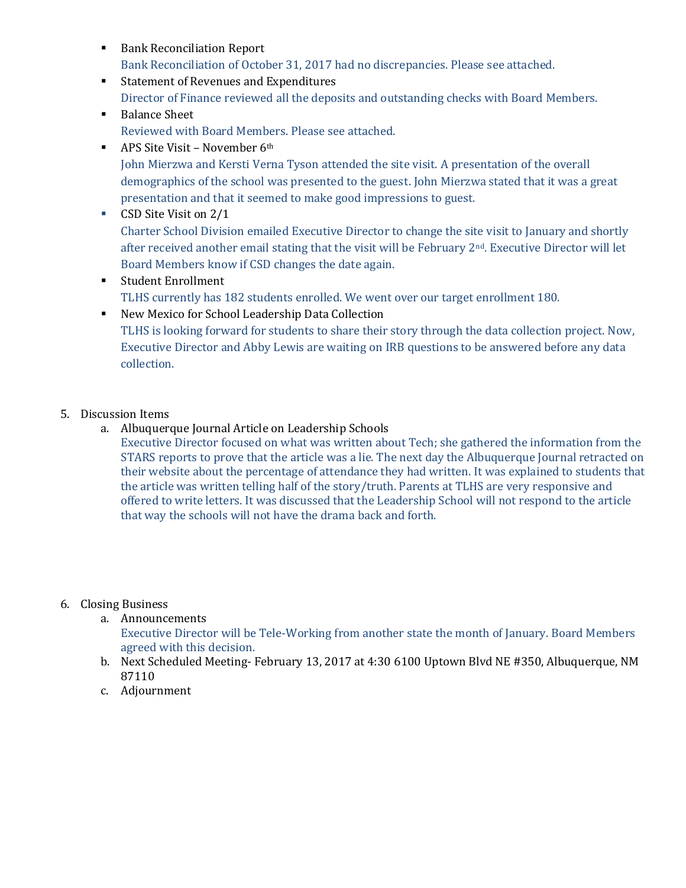- Bank Reconciliation Report
  Bank Reconciliation of October 31, 2017 had no discrepancies. Please see attached.
- Statement of Revenues and Expenditures
  Director of Finance reviewed all the deposits and outstanding checks with Board Members.
- Balance Sheet
  Reviewed with Board Members. Please see attached.
- APS Site Visit – November 6th
  John Mierzwa and Kersti Verna Tyson attended the site visit. A presentation of the overall demographics of the school was presented to the guest. John Mierzwa stated that it was a great presentation and that it seemed to make good impressions to guest.
- CSD Site Visit on 2/1
  Charter School Division emailed Executive Director to change the site visit to January and shortly after received another email stating that the visit will be February 2nd. Executive Director will let Board Members know if CSD changes the date again.
- Student Enrollment
  TLHS currently has 182 students enrolled. We went over our target enrollment 180.
- New Mexico for School Leadership Data Collection
  TLHS is looking forward for students to share their story through the data collection project. Now, Executive Director and Abby Lewis are waiting on IRB questions to be answered before any data collection.

5. Discussion Items
   a. Albuquerque Journal Article on Leadership Schools
      Executive Director focused on what was written about Tech; she gathered the information from the STARS reports to prove that the article was a lie. The next day the Albuquerque Journal retracted on their website about the percentage of attendance they had written. It was explained to students that the article was written telling half of the story/truth. Parents at TLHS are very responsive and offered to write letters. It was discussed that the Leadership School will not respond to the article that way the schools will not have the drama back and forth.

6. Closing Business
   a. Announcements
      Executive Director will be Tele-Working from another state the month of January. Board Members agreed with this decision.
   b. Next Scheduled Meeting- February 13, 2017 at 4:30 6100 Uptown Blvd NE #350, Albuquerque, NM 87110
   c. Adjournment